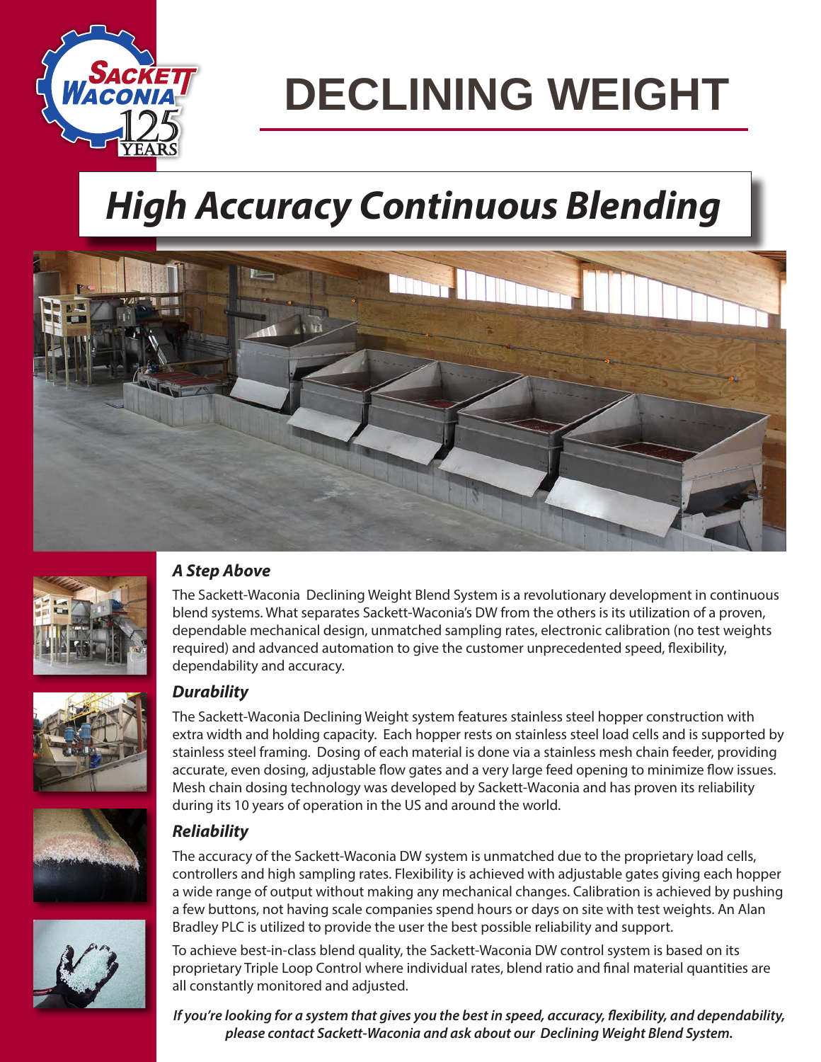# DECLINING WEIGHT

## *High Accuracy Continuous Blending*

### *A Step Above*

The Sackett-Waconia Declining Weight Blend System is a revolutionary development in continuous blend systems. What separates Sackett-Waconia's DW from the others is its utilization of a proven, dependable mechanical design, unmatched sampling rates, electronic calibration (no test weights required) and advanced automation to give the customer unprecedented speed, flexibility, dependability and accuracy.

### *Durability*

The Sackett-Waconia Declining Weight system features stainless steel hopper construction with extra width and holding capacity. Each hopper rests on stainless steel load cells and is supported by stainless steel framing. Dosing of each material is done via a stainless mesh chain feeder, providing accurate, even dosing, adjustable flow gates and a very large feed opening to minimize flow issues. Mesh chain dosing technology was developed by Sackett-Waconia and has proven its reliability during its 10 years of operation in the US and around the world.

### *Reliability*

The accuracy of the Sackett-Waconia DW system is unmatched due to the proprietary load cells, controllers and high sampling rates. Flexibility is achieved with adjustable gates giving each hopper a wide range of output without making any mechanical changes. Calibration is achieved by pushing a few buttons, not having scale companies spend hours or days on site with test weights. An Alan Bradley PLC is utilized to provide the user the best possible reliability and support.

To achieve best-in-class blend quality, the Sackett-Waconia DW control system is based on its proprietary Triple Loop Control where individual rates, blend ratio and final material quantities are all constantly monitored and adjusted.

***If you're looking for a system that gives you the best in speed, accuracy, flexibility, and dependability, please contact Sackett-Waconia and ask about our Declining Weight Blend System.***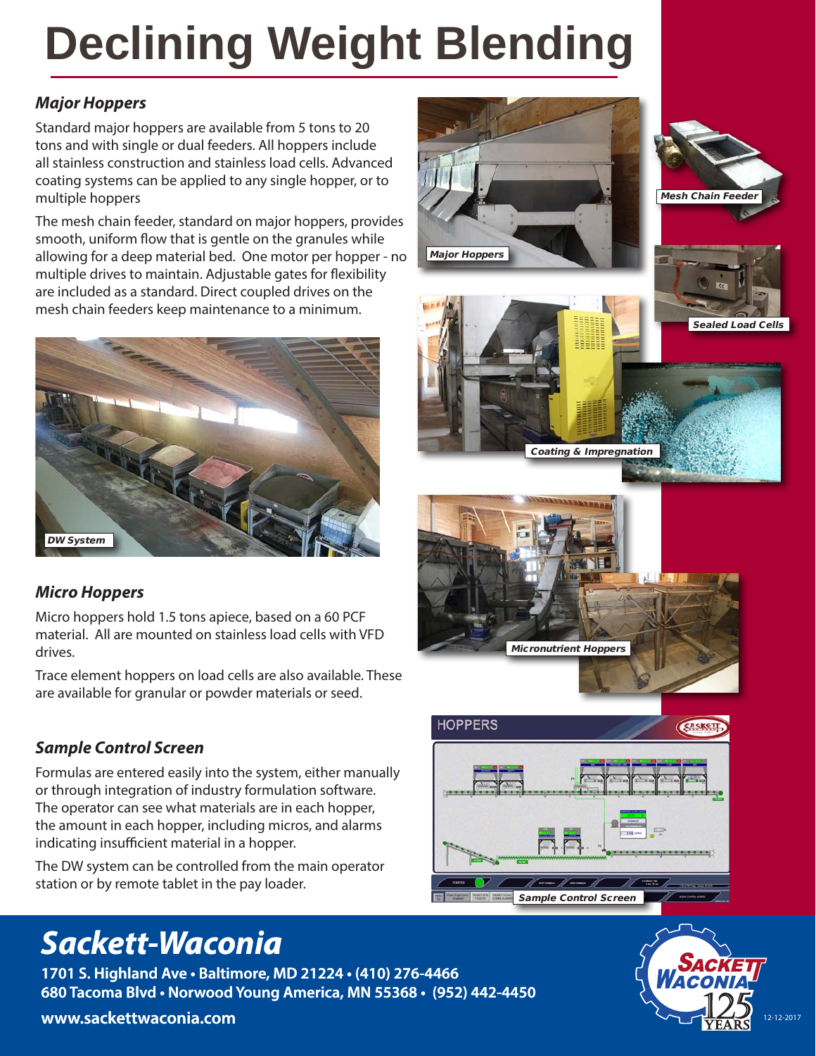# Declining Weight Blending

### *Major Hoppers*

Standard major hoppers are available from 5 tons to 20 tons and with single or dual feeders. All hoppers include all stainless construction and stainless load cells. Advanced coating systems can be applied to any single hopper, or to multiple hoppers

The mesh chain feeder, standard on major hoppers, provides smooth, uniform flow that is gentle on the granules while allowing for a deep material bed. One motor per hopper - no multiple drives to maintain. Adjustable gates for flexibility are included as a standard. Direct coupled drives on the mesh chain feeders keep maintenance to a minimum.

*DW System*

*Major Hoppers*

*Mesh Chain Feeder*

*Sealed Load Cells*

*Coating & Impregnation*

### *Micro Hoppers*

Micro hoppers hold 1.5 tons apiece, based on a 60 PCF material. All are mounted on stainless load cells with VFD drives.

Trace element hoppers on load cells are also available. These are available for granular or powder materials or seed.

*Micronutrient Hoppers*

### *Sample Control Screen*

Formulas are entered easily into the system, either manually or through integration of industry formulation software. The operator can see what materials are in each hopper, the amount in each hopper, including micros, and alarms indicating insufficient material in a hopper.

The DW system can be controlled from the main operator station or by remote tablet in the pay loader.

HOPPERS

*Sample Control Screen*

## *Sackett-Waconia*

**1701 S. Highland Ave • Baltimore, MD 21224 • (410) 276-4466**
**680 Tacoma Blvd • Norwood Young America, MN 55368 • (952) 442-4450**

**www.sackettwaconia.com**

SACKETT WACONIA 125 YEARS

12-12-2017